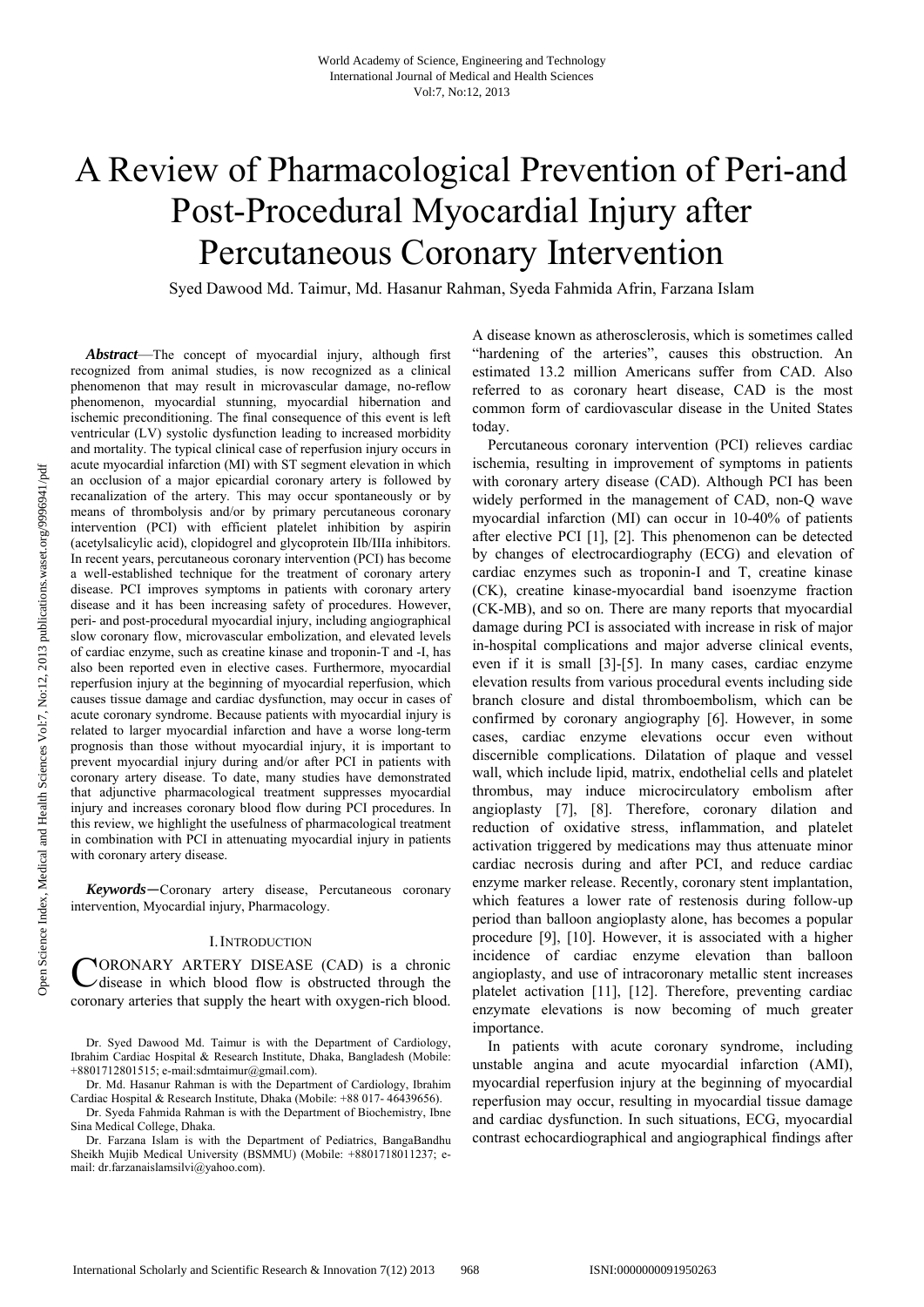# A Review of Pharmacological Prevention of Peri-and Post-Procedural Myocardial Injury after Percutaneous Coronary Intervention

Syed Dawood Md. Taimur, Md. Hasanur Rahman, Syeda Fahmida Afrin, Farzana Islam

***Abstract*****—**The concept of myocardial injury, although first recognized from animal studies, is now recognized as a clinical phenomenon that may result in microvascular damage, no-reflow phenomenon, myocardial stunning, myocardial hibernation and ischemic preconditioning. The final consequence of this event is left ventricular (LV) systolic dysfunction leading to increased morbidity and mortality. The typical clinical case of reperfusion injury occurs in acute myocardial infarction (MI) with ST segment elevation in which an occlusion of a major epicardial coronary artery is followed by recanalization of the artery. This may occur spontaneously or by means of thrombolysis and/or by primary percutaneous coronary intervention (PCI) with efficient platelet inhibition by aspirin (acetylsalicylic acid), clopidogrel and glycoprotein IIb/IIIa inhibitors. In recent years, percutaneous coronary intervention (PCI) has become a well-established technique for the treatment of coronary artery disease. PCI improves symptoms in patients with coronary artery disease and it has been increasing safety of procedures. However, peri- and post-procedural myocardial injury, including angiographical slow coronary flow, microvascular embolization, and elevated levels of cardiac enzyme, such as creatine kinase and troponin-T and -I, has also been reported even in elective cases. Furthermore, myocardial reperfusion injury at the beginning of myocardial reperfusion, which causes tissue damage and cardiac dysfunction, may occur in cases of acute coronary syndrome. Because patients with myocardial injury is related to larger myocardial infarction and have a worse long-term prognosis than those without myocardial injury, it is important to prevent myocardial injury during and/or after PCI in patients with coronary artery disease. To date, many studies have demonstrated that adjunctive pharmacological treatment suppresses myocardial injury and increases coronary blood flow during PCI procedures. In this review, we highlight the usefulness of pharmacological treatment in combination with PCI in attenuating myocardial injury in patients with coronary artery disease.

***Keywords*****—**Coronary artery disease, Percutaneous coronary intervention, Myocardial injury, Pharmacology.

## I. Introduction

CORONARY ARTERY DISEASE (CAD) is a chronic disease in which blood flow is obstructed through the coronary arteries that supply the heart with oxygen-rich blood. A disease known as atherosclerosis, which is sometimes called "hardening of the arteries", causes this obstruction. An estimated 13.2 million Americans suffer from CAD. Also referred to as coronary heart disease, CAD is the most common form of cardiovascular disease in the United States today.

Percutaneous coronary intervention (PCI) relieves cardiac ischemia, resulting in improvement of symptoms in patients with coronary artery disease (CAD). Although PCI has been widely performed in the management of CAD, non-Q wave myocardial infarction (MI) can occur in 10-40% of patients after elective PCI [1], [2]. This phenomenon can be detected by changes of electrocardiography (ECG) and elevation of cardiac enzymes such as troponin-I and T, creatine kinase (CK), creatine kinase-myocardial band isoenzyme fraction (CK-MB), and so on. There are many reports that myocardial damage during PCI is associated with increase in risk of major in-hospital complications and major adverse clinical events, even if it is small [3]-[5]. In many cases, cardiac enzyme elevation results from various procedural events including side branch closure and distal thromboembolism, which can be confirmed by coronary angiography [6]. However, in some cases, cardiac enzyme elevations occur even without discernible complications. Dilatation of plaque and vessel wall, which include lipid, matrix, endothelial cells and platelet thrombus, may induce microcirculatory embolism after angioplasty [7], [8]. Therefore, coronary dilation and reduction of oxidative stress, inflammation, and platelet activation triggered by medications may thus attenuate minor cardiac necrosis during and after PCI, and reduce cardiac enzyme marker release. Recently, coronary stent implantation, which features a lower rate of restenosis during follow-up period than balloon angioplasty alone, has becomes a popular procedure [9], [10]. However, it is associated with a higher incidence of cardiac enzyme elevation than balloon angioplasty, and use of intracoronary metallic stent increases platelet activation [11], [12]. Therefore, preventing cardiac enzymate elevations is now becoming of much greater importance.

In patients with acute coronary syndrome, including unstable angina and acute myocardial infarction (AMI), myocardial reperfusion injury at the beginning of myocardial reperfusion may occur, resulting in myocardial tissue damage and cardiac dysfunction. In such situations, ECG, myocardial contrast echocardiographical and angiographical findings after

Dr. Syed Dawood Md. Taimur is with the Department of Cardiology, Ibrahim Cardiac Hospital & Research Institute, Dhaka, Bangladesh (Mobile: +8801712801515; e-mail:sdmtaimur@gmail.com).

Dr. Md. Hasanur Rahman is with the Department of Cardiology, Ibrahim Cardiac Hospital & Research Institute, Dhaka (Mobile: +88 017- 46439656).

Dr. Syeda Fahmida Rahman is with the Department of Biochemistry, Ibne Sina Medical College, Dhaka.

Dr. Farzana Islam is with the Department of Pediatrics, BangaBandhu Sheikh Mujib Medical University (BSMMU) (Mobile: +8801718011237; e-mail: dr.farzanaislamsilvi@yahoo.com).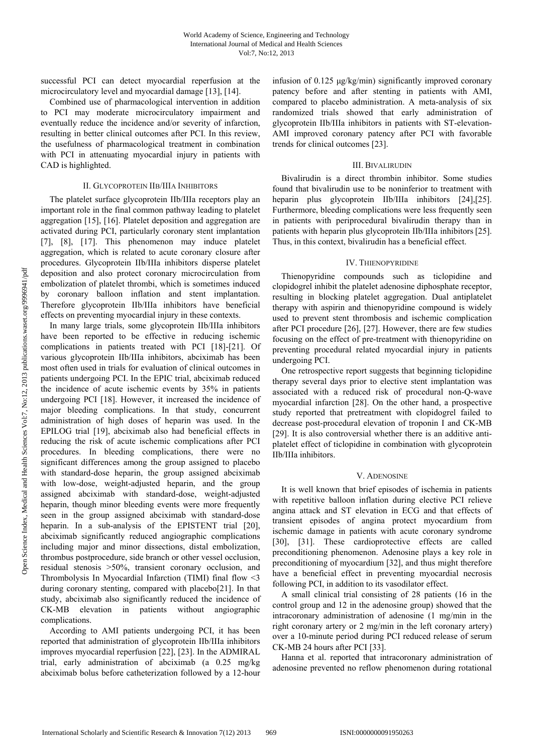successful PCI can detect myocardial reperfusion at the microcirculatory level and myocardial damage [13], [14].

Combined use of pharmacological intervention in addition to PCI may moderate microcirculatory impairment and eventually reduce the incidence and/or severity of infarction, resulting in better clinical outcomes after PCI. In this review, the usefulness of pharmacological treatment in combination with PCI in attenuating myocardial injury in patients with CAD is highlighted.

## II. Glycoprotein IIb/IIIa Inhibitors

The platelet surface glycoprotein IIb/IIIa receptors play an important role in the final common pathway leading to platelet aggregation [15], [16]. Platelet deposition and aggregation are activated during PCI, particularly coronary stent implantation [7], [8], [17]. This phenomenon may induce platelet aggregation, which is related to acute coronary closure after procedures. Glycoprotein IIb/IIIa inhibitors disperse platelet deposition and also protect coronary microcirculation from embolization of platelet thrombi, which is sometimes induced by coronary balloon inflation and stent implantation. Therefore glycoprotein IIb/IIIa inhibitors have beneficial effects on preventing myocardial injury in these contexts.

In many large trials, some glycoprotein IIb/IIIa inhibitors have been reported to be effective in reducing ischemic complications in patients treated with PCI [18]-[21]. Of various glycoprotein IIb/IIIa inhibitors, abciximab has been most often used in trials for evaluation of clinical outcomes in patients undergoing PCI. In the EPIC trial, abciximab reduced the incidence of acute ischemic events by 35% in patients undergoing PCI [18]. However, it increased the incidence of major bleeding complications. In that study, concurrent administration of high doses of heparin was used. In the EPILOG trial [19], abciximab also had beneficial effects in reducing the risk of acute ischemic complications after PCI procedures. In bleeding complications, there were no significant differences among the group assigned to placebo with standard-dose heparin, the group assigned abciximab with low-dose, weight-adjusted heparin, and the group assigned abciximab with standard-dose, weight-adjusted heparin, though minor bleeding events were more frequently seen in the group assigned abciximab with standard-dose heparin. In a sub-analysis of the EPISTENT trial [20], abciximab significantly reduced angiographic complications including major and minor dissections, distal embolization, thrombus postprocedure, side branch or other vessel occlusion, residual stenosis >50%, transient coronary occlusion, and Thrombolysis In Myocardial Infarction (TIMI) final flow <3 during coronary stenting, compared with placebo[21]. In that study, abciximab also significantly reduced the incidence of CK-MB elevation in patients without angiographic complications.

According to AMI patients undergoing PCI, it has been reported that administration of glycoprotein IIb/IIIa inhibitors improves myocardial reperfusion [22], [23]. In the ADMIRAL trial, early administration of abciximab (a 0.25 mg/kg abciximab bolus before catheterization followed by a 12-hour infusion of 0.125 μg/kg/min) significantly improved coronary patency before and after stenting in patients with AMI, compared to placebo administration. A meta-analysis of six randomized trials showed that early administration of glycoprotein IIb/IIIa inhibitors in patients with ST-elevation-AMI improved coronary patency after PCI with favorable trends for clinical outcomes [23].

## III. Bivalirudin

Bivalirudin is a direct thrombin inhibitor. Some studies found that bivalirudin use to be noninferior to treatment with heparin plus glycoprotein IIb/IIIa inhibitors [24],[25]. Furthermore, bleeding complications were less frequently seen in patients with periprocedural bivalirudin therapy than in patients with heparin plus glycoprotein IIb/IIIa inhibitors [25]. Thus, in this context, bivalirudin has a beneficial effect.

## IV. Thienopyridine

Thienopyridine compounds such as ticlopidine and clopidogrel inhibit the platelet adenosine diphosphate receptor, resulting in blocking platelet aggregation. Dual antiplatelet therapy with aspirin and thienopyridine compound is widely used to prevent stent thrombosis and ischemic complication after PCI procedure [26], [27]. However, there are few studies focusing on the effect of pre-treatment with thienopyridine on preventing procedural related myocardial injury in patients undergoing PCI.

One retrospective report suggests that beginning ticlopidine therapy several days prior to elective stent implantation was associated with a reduced risk of procedural non-Q-wave myocardial infarction [28]. On the other hand, a prospective study reported that pretreatment with clopidogrel failed to decrease post-procedural elevation of troponin I and CK-MB [29]. It is also controversial whether there is an additive anti-platelet effect of ticlopidine in combination with glycoprotein IIb/IIIa inhibitors.

## V. Adenosine

It is well known that brief episodes of ischemia in patients with repetitive balloon inflation during elective PCI relieve angina attack and ST elevation in ECG and that effects of transient episodes of angina protect myocardium from ischemic damage in patients with acute coronary syndrome [30], [31]. These cardioprotective effects are called preconditioning phenomenon. Adenosine plays a key role in preconditioning of myocardium [32], and thus might therefore have a beneficial effect in preventing myocardial necrosis following PCI, in addition to its vasodilator effect.

A small clinical trial consisting of 28 patients (16 in the control group and 12 in the adenosine group) showed that the intracoronary administration of adenosine (1 mg/min in the right coronary artery or 2 mg/min in the left coronary artery) over a 10-minute period during PCI reduced release of serum CK-MB 24 hours after PCI [33].

Hanna et al. reported that intracoronary administration of adenosine prevented no reflow phenomenon during rotational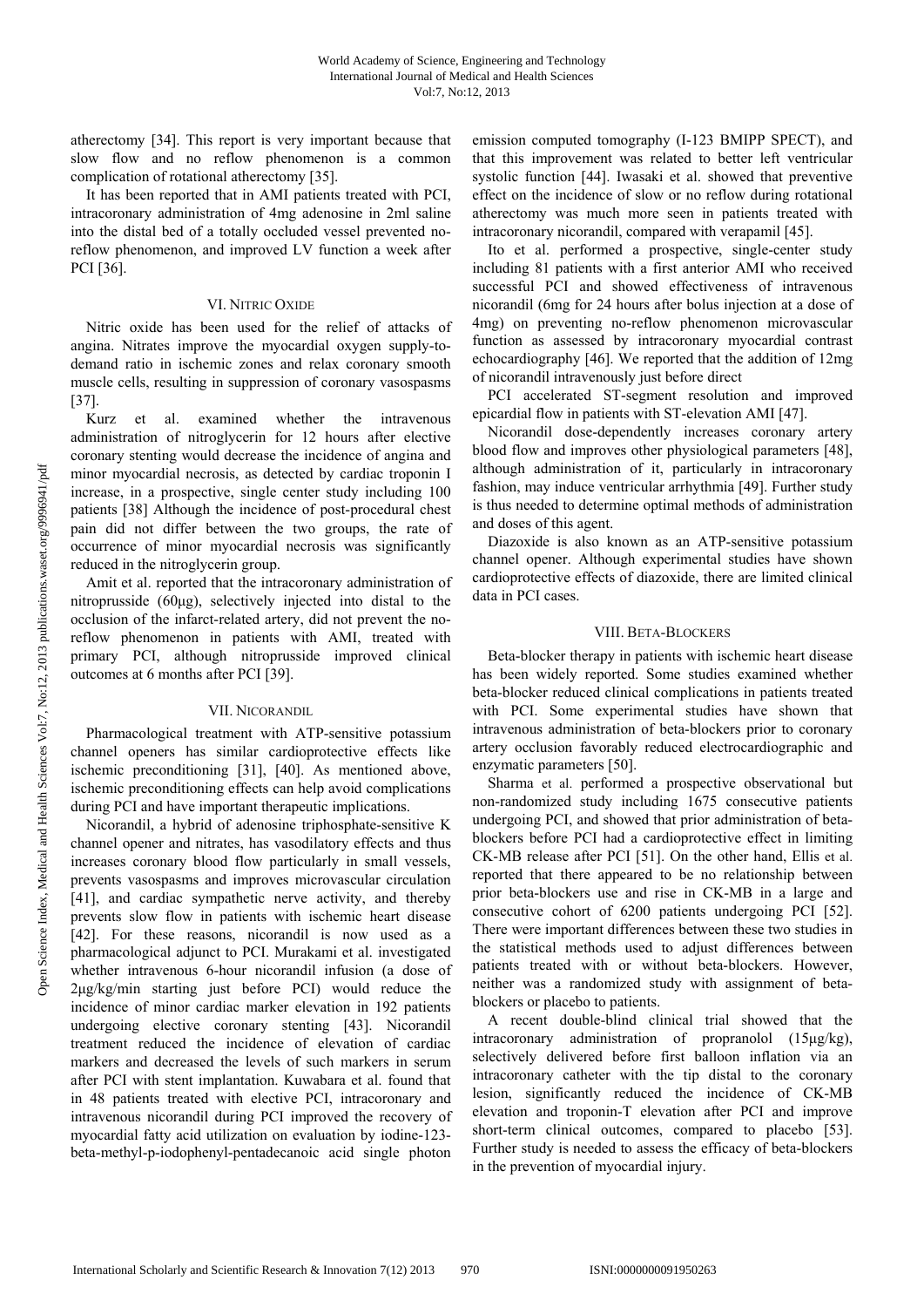atherectomy [34]. This report is very important because that slow flow and no reflow phenomenon is a common complication of rotational atherectomy [35].

It has been reported that in AMI patients treated with PCI, intracoronary administration of 4mg adenosine in 2ml saline into the distal bed of a totally occluded vessel prevented no-reflow phenomenon, and improved LV function a week after PCI [36].

## VI. Nitric Oxide

Nitric oxide has been used for the relief of attacks of angina. Nitrates improve the myocardial oxygen supply-to-demand ratio in ischemic zones and relax coronary smooth muscle cells, resulting in suppression of coronary vasospasms [37].

Kurz et al. examined whether the intravenous administration of nitroglycerin for 12 hours after elective coronary stenting would decrease the incidence of angina and minor myocardial necrosis, as detected by cardiac troponin I increase, in a prospective, single center study including 100 patients [38] Although the incidence of post-procedural chest pain did not differ between the two groups, the rate of occurrence of minor myocardial necrosis was significantly reduced in the nitroglycerin group.

Amit et al. reported that the intracoronary administration of nitroprusside (60μg), selectively injected into distal to the occlusion of the infarct-related artery, did not prevent the no-reflow phenomenon in patients with AMI, treated with primary PCI, although nitroprusside improved clinical outcomes at 6 months after PCI [39].

## VII. Nicorandil

Pharmacological treatment with ATP-sensitive potassium channel openers has similar cardioprotective effects like ischemic preconditioning [31], [40]. As mentioned above, ischemic preconditioning effects can help avoid complications during PCI and have important therapeutic implications.

Nicorandil, a hybrid of adenosine triphosphate-sensitive K channel opener and nitrates, has vasodilatory effects and thus increases coronary blood flow particularly in small vessels, prevents vasospasms and improves microvascular circulation [41], and cardiac sympathetic nerve activity, and thereby prevents slow flow in patients with ischemic heart disease [42]. For these reasons, nicorandil is now used as a pharmacological adjunct to PCI. Murakami et al. investigated whether intravenous 6-hour nicorandil infusion (a dose of 2μg/kg/min starting just before PCI) would reduce the incidence of minor cardiac marker elevation in 192 patients undergoing elective coronary stenting [43]. Nicorandil treatment reduced the incidence of elevation of cardiac markers and decreased the levels of such markers in serum after PCI with stent implantation. Kuwabara et al. found that in 48 patients treated with elective PCI, intracoronary and intravenous nicorandil during PCI improved the recovery of myocardial fatty acid utilization on evaluation by iodine-123-beta-methyl-p-iodophenyl-pentadecanoic acid single photon emission computed tomography (I-123 BMIPP SPECT), and that this improvement was related to better left ventricular systolic function [44]. Iwasaki et al. showed that preventive effect on the incidence of slow or no reflow during rotational atherectomy was much more seen in patients treated with intracoronary nicorandil, compared with verapamil [45].

Ito et al. performed a prospective, single-center study including 81 patients with a first anterior AMI who received successful PCI and showed effectiveness of intravenous nicorandil (6mg for 24 hours after bolus injection at a dose of 4mg) on preventing no-reflow phenomenon microvascular function as assessed by intracoronary myocardial contrast echocardiography [46]. We reported that the addition of 12mg of nicorandil intravenously just before direct PCI accelerated ST-segment resolution and improved epicardial flow in patients with ST-elevation AMI [47].

Nicorandil dose-dependently increases coronary artery blood flow and improves other physiological parameters [48], although administration of it, particularly in intracoronary fashion, may induce ventricular arrhythmia [49]. Further study is thus needed to determine optimal methods of administration and doses of this agent.

Diazoxide is also known as an ATP-sensitive potassium channel opener. Although experimental studies have shown cardioprotective effects of diazoxide, there are limited clinical data in PCI cases.

## VIII. Beta-Blockers

Beta-blocker therapy in patients with ischemic heart disease has been widely reported. Some studies examined whether beta-blocker reduced clinical complications in patients treated with PCI. Some experimental studies have shown that intravenous administration of beta-blockers prior to coronary artery occlusion favorably reduced electrocardiographic and enzymatic parameters [50].

Sharma et al. performed a prospective observational but non-randomized study including 1675 consecutive patients undergoing PCI, and showed that prior administration of beta-blockers before PCI had a cardioprotective effect in limiting CK-MB release after PCI [51]. On the other hand, Ellis et al. reported that there appeared to be no relationship between prior beta-blockers use and rise in CK-MB in a large and consecutive cohort of 6200 patients undergoing PCI [52]. There were important differences between these two studies in the statistical methods used to adjust differences between patients treated with or without beta-blockers. However, neither was a randomized study with assignment of beta-blockers or placebo to patients.

A recent double-blind clinical trial showed that the intracoronary administration of propranolol (15μg/kg), selectively delivered before first balloon inflation via an intracoronary catheter with the tip distal to the coronary lesion, significantly reduced the incidence of CK-MB elevation and troponin-T elevation after PCI and improve short-term clinical outcomes, compared to placebo [53]. Further study is needed to assess the efficacy of beta-blockers in the prevention of myocardial injury.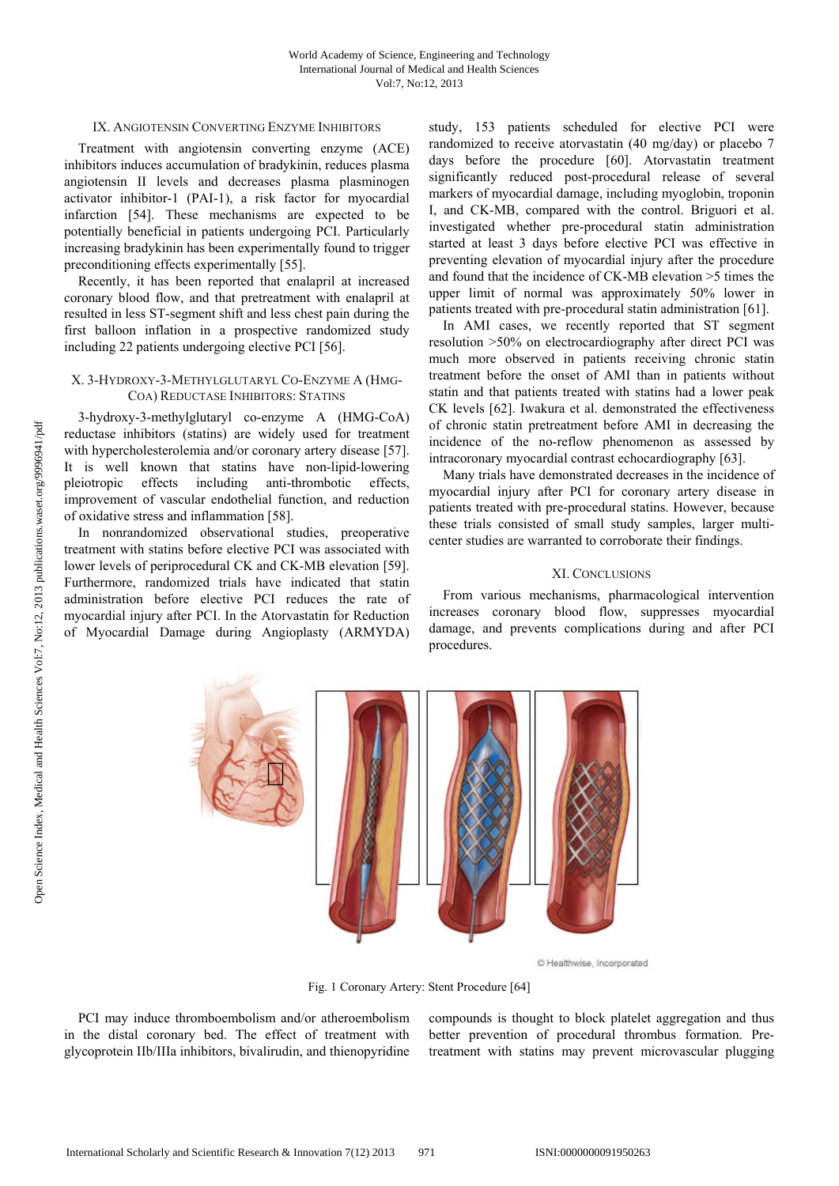## IX. Angiotensin Converting Enzyme Inhibitors

Treatment with angiotensin converting enzyme (ACE) inhibitors induces accumulation of bradykinin, reduces plasma angiotensin II levels and decreases plasma plasminogen activator inhibitor-1 (PAI-1), a risk factor for myocardial infarction [54]. These mechanisms are expected to be potentially beneficial in patients undergoing PCI. Particularly increasing bradykinin has been experimentally found to trigger preconditioning effects experimentally [55].

Recently, it has been reported that enalapril at increased coronary blood flow, and that pretreatment with enalapril at resulted in less ST-segment shift and less chest pain during the first balloon inflation in a prospective randomized study including 22 patients undergoing elective PCI [56].

## X. 3-Hydroxy-3-Methylglutaryl Co-Enzyme A (HMG-CoA) Reductase Inhibitors: Statins

3-hydroxy-3-methylglutaryl co-enzyme A (HMG-CoA) reductase inhibitors (statins) are widely used for treatment with hypercholesterolemia and/or coronary artery disease [57]. It is well known that statins have non-lipid-lowering pleiotropic effects including anti-thrombotic effects, improvement of vascular endothelial function, and reduction of oxidative stress and inflammation [58].

In nonrandomized observational studies, preoperative treatment with statins before elective PCI was associated with lower levels of periprocedural CK and CK-MB elevation [59]. Furthermore, randomized trials have indicated that statin administration before elective PCI reduces the rate of myocardial injury after PCI. In the Atorvastatin for Reduction of Myocardial Damage during Angioplasty (ARMYDA) study, 153 patients scheduled for elective PCI were randomized to receive atorvastatin (40 mg/day) or placebo 7 days before the procedure [60]. Atorvastatin treatment significantly reduced post-procedural release of several markers of myocardial damage, including myoglobin, troponin I, and CK-MB, compared with the control. Briguori et al. investigated whether pre-procedural statin administration started at least 3 days before elective PCI was effective in preventing elevation of myocardial injury after the procedure and found that the incidence of CK-MB elevation >5 times the upper limit of normal was approximately 50% lower in patients treated with pre-procedural statin administration [61].

In AMI cases, we recently reported that ST segment resolution >50% on electrocardiography after direct PCI was much more observed in patients receiving chronic statin treatment before the onset of AMI than in patients without statin and that patients treated with statins had a lower peak CK levels [62]. Iwakura et al. demonstrated the effectiveness of chronic statin pretreatment before AMI in decreasing the incidence of the no-reflow phenomenon as assessed by intracoronary myocardial contrast echocardiography [63].

Many trials have demonstrated decreases in the incidence of myocardial injury after PCI for coronary artery disease in patients treated with pre-procedural statins. However, because these trials consisted of small study samples, larger multi-center studies are warranted to corroborate their findings.

## XI. Conclusions

From various mechanisms, pharmacological intervention increases coronary blood flow, suppresses myocardial damage, and prevents complications during and after PCI procedures.

© Healthwise, Incorporated

Fig. 1 Coronary Artery: Stent Procedure [64]

PCI may induce thromboembolism and/or atheroembolism in the distal coronary bed. The effect of treatment with glycoprotein IIb/IIIa inhibitors, bivalirudin, and thienopyridine compounds is thought to block platelet aggregation and thus better prevention of procedural thrombus formation. Pre-treatment with statins may prevent microvascular plugging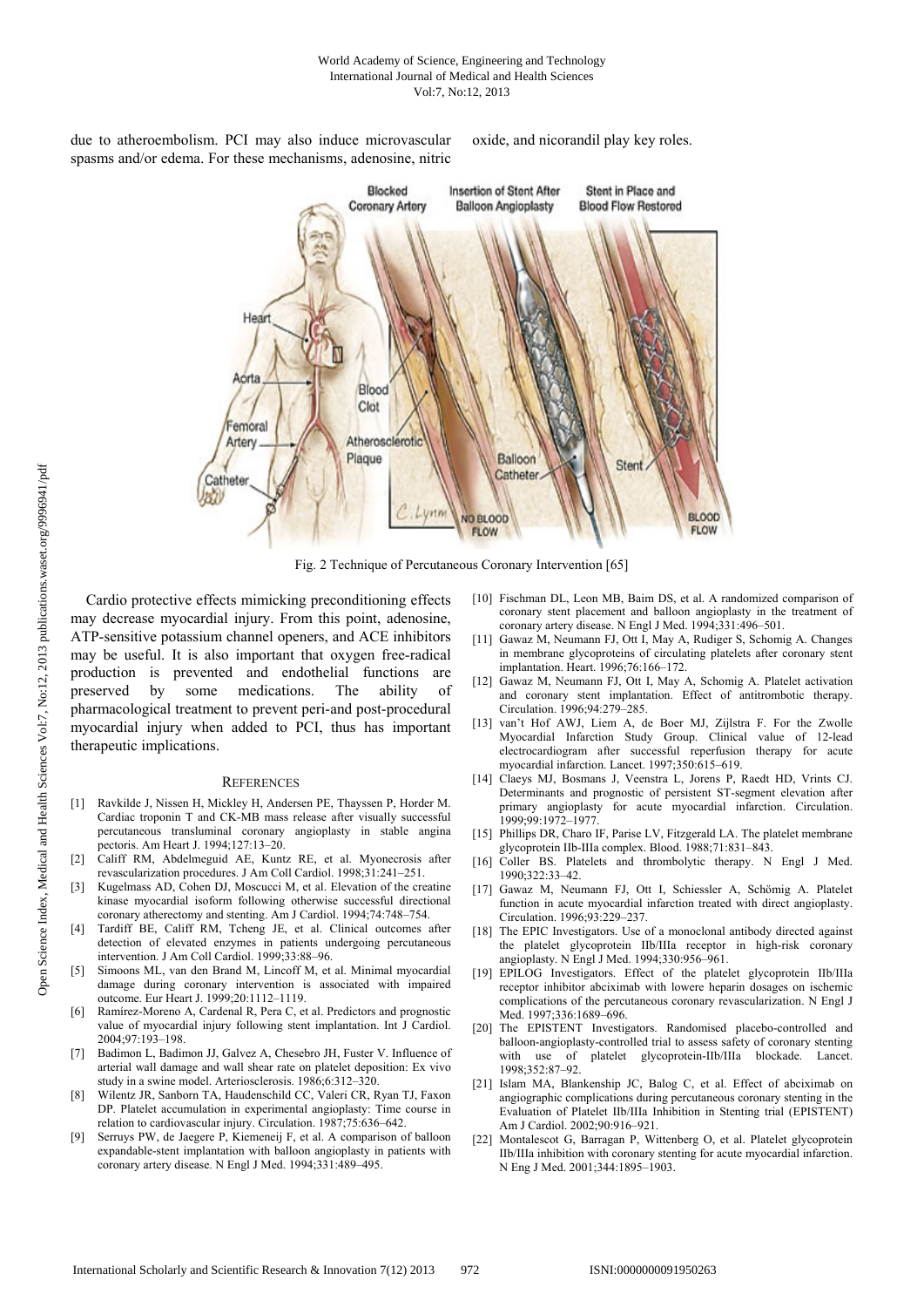due to atheroembolism. PCI may also induce microvascular spasms and/or edema. For these mechanisms, adenosine, nitric oxide, and nicorandil play key roles.

Fig. 2 Technique of Percutaneous Coronary Intervention [65]

Cardio protective effects mimicking preconditioning effects may decrease myocardial injury. From this point, adenosine, ATP-sensitive potassium channel openers, and ACE inhibitors may be useful. It is also important that oxygen free-radical production is prevented and endothelial functions are preserved by some medications. The ability of pharmacological treatment to prevent peri-and post-procedural myocardial injury when added to PCI, thus has important therapeutic implications.

## REFERENCES

[1] Ravkilde J, Nissen H, Mickley H, Andersen PE, Thayssen P, Horder M. Cardiac troponin T and CK-MB mass release after visually successful percutaneous transluminal coronary angioplasty in stable angina pectoris. Am Heart J. 1994;127:13–20.

[2] Califf RM, Abdelmeguid AE, Kuntz RE, et al. Myonecrosis after revascularization procedures. J Am Coll Cardiol. 1998;31:241–251.

[3] Kugelmass AD, Cohen DJ, Moscucci M, et al. Elevation of the creatine kinase myocardial isoform following otherwise successful directional coronary atherectomy and stenting. Am J Cardiol. 1994;74:748–754.

[4] Tardiff BE, Califf RM, Tcheng JE, et al. Clinical outcomes after detection of elevated enzymes in patients undergoing percutaneous intervention. J Am Coll Cardiol. 1999;33:88–96.

[5] Simoons ML, van den Brand M, Lincoff M, et al. Minimal myocardial damage during coronary intervention is associated with impaired outcome. Eur Heart J. 1999;20:1112–1119.

[6] Ramírez-Moreno A, Cardenal R, Pera C, et al. Predictors and prognostic value of myocardial injury following stent implantation. Int J Cardiol. 2004;97:193–198.

[7] Badimon L, Badimon JJ, Galvez A, Chesebro JH, Fuster V. Influence of arterial wall damage and wall shear rate on platelet deposition: Ex vivo study in a swine model. Arteriosclerosis. 1986;6:312–320.

[8] Wilentz JR, Sanborn TA, Haudenschild CC, Valeri CR, Ryan TJ, Faxon DP. Platelet accumulation in experimental angioplasty: Time course in relation to cardiovascular injury. Circulation. 1987;75:636–642.

[9] Serruys PW, de Jaegere P, Kiemeneij F, et al. A comparison of balloon expandable-stent implantation with balloon angioplasty in patients with coronary artery disease. N Engl J Med. 1994;331:489–495.

[10] Fischman DL, Leon MB, Baim DS, et al. A randomized comparison of coronary stent placement and balloon angioplasty in the treatment of coronary artery disease. N Engl J Med. 1994;331:496–501.

[11] Gawaz M, Neumann FJ, Ott I, May A, Rudiger S, Schomig A. Changes in membrane glycoproteins of circulating platelets after coronary stent implantation. Heart. 1996;76:166–172.

[12] Gawaz M, Neumann FJ, Ott I, May A, Schomig A. Platelet activation and coronary stent implantation. Effect of antitrombotic therapy. Circulation. 1996;94:279–285.

[13] van't Hof AWJ, Liem A, de Boer MJ, Zijlstra F. For the Zwolle Myocardial Infarction Study Group. Clinical value of 12-lead electrocardiogram after successful reperfusion therapy for acute myocardial infarction. Lancet. 1997;350:615–619.

[14] Claeys MJ, Bosmans J, Veenstra L, Jorens P, Raedt HD, Vrints CJ. Determinants and prognostic of persistent ST-segment elevation after primary angioplasty for acute myocardial infarction. Circulation. 1999;99:1972–1977.

[15] Phillips DR, Charo IF, Parise LV, Fitzgerald LA. The platelet membrane glycoprotein IIb-IIIa complex. Blood. 1988;71:831–843.

[16] Coller BS. Platelets and thrombolytic therapy. N Engl J Med. 1990;322:33–42.

[17] Gawaz M, Neumann FJ, Ott I, Schiessler A, Schömig A. Platelet function in acute myocardial infarction treated with direct angioplasty. Circulation. 1996;93:229–237.

[18] The EPIC Investigators. Use of a monoclonal antibody directed against the platelet glycoprotein IIb/IIIa receptor in high-risk coronary angioplasty. N Engl J Med. 1994;330:956–961.

[19] EPILOG Investigators. Effect of the platelet glycoprotein IIb/IIIa receptor inhibitor abciximab with lowere heparin dosages on ischemic complications of the percutaneous coronary revascularization. N Engl J Med. 1997;336:1689–696.

[20] The EPISTENT Investigators. Randomised placebo-controlled and balloon-angioplasty-controlled trial to assess safety of coronary stenting with use of platelet glycoprotein-IIb/IIIa blockade. Lancet. 1998;352:87–92.

[21] Islam MA, Blankenship JC, Balog C, et al. Effect of abciximab on angiographic complications during percutaneous coronary stenting in the Evaluation of Platelet IIb/IIIa Inhibition in Stenting trial (EPISTENT) Am J Cardiol. 2002;90:916–921.

[22] Montalescot G, Barragan P, Wittenberg O, et al. Platelet glycoprotein IIb/IIIa inhibition with coronary stenting for acute myocardial infarction. N Eng J Med. 2001;344:1895–1903.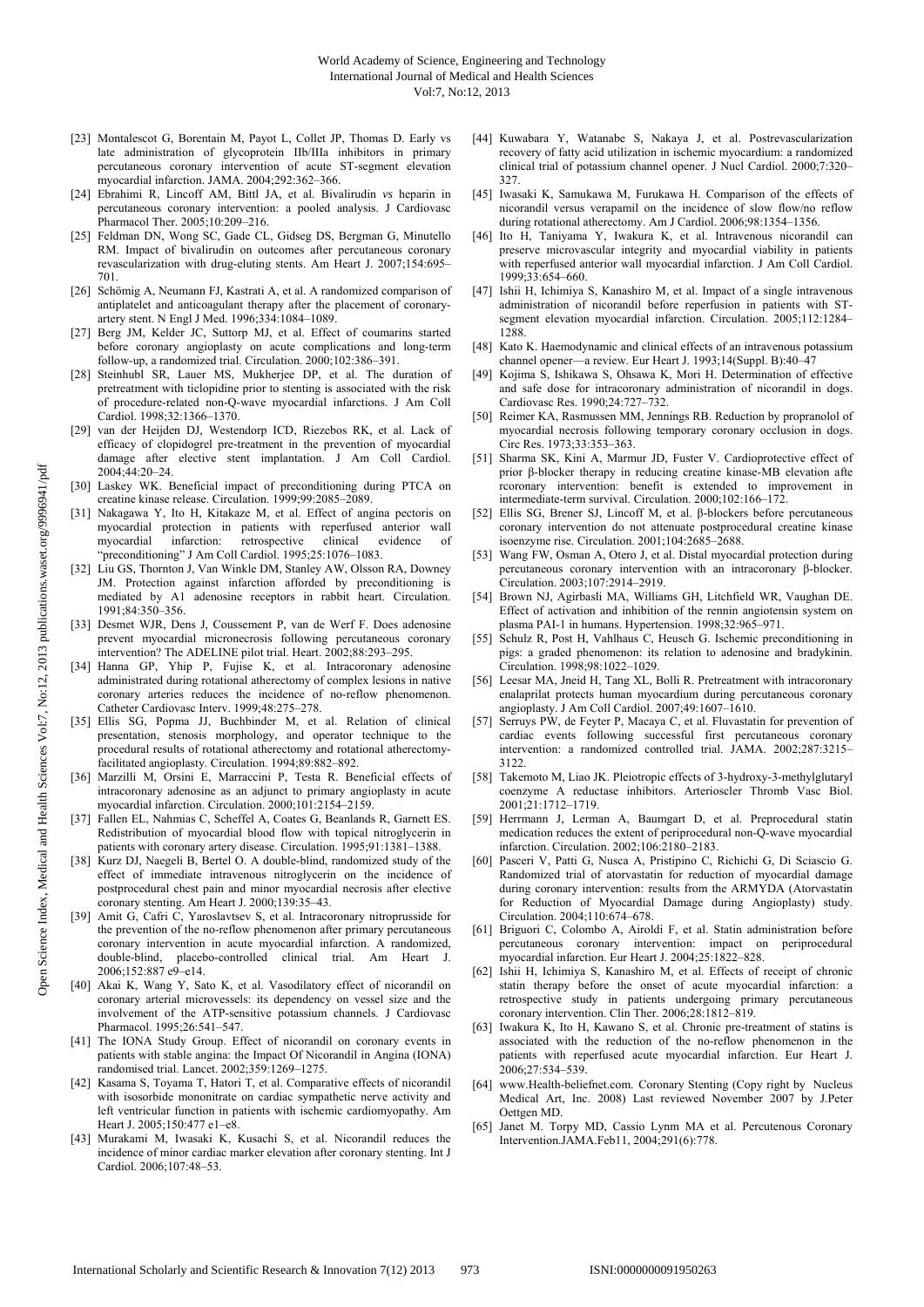[23] Montalescot G, Borentain M, Payot L, Collet JP, Thomas D. Early vs late administration of glycoprotein IIb/IIIa inhibitors in primary percutaneous coronary intervention of acute ST-segment elevation myocardial infarction. JAMA. 2004;292:362–366.

[24] Ebrahimi R, Lincoff AM, Bittl JA, et al. Bivalirudin *vs* heparin in percutaneous coronary intervention: a pooled analysis. J Cardiovasc Pharmacol Ther. 2005;10:209–216.

[25] Feldman DN, Wong SC, Gade CL, Gidseg DS, Bergman G, Minutello RM. Impact of bivalirudin on outcomes after percutaneous coronary revascularization with drug-eluting stents. Am Heart J. 2007;154:695–701.

[26] Schömig A, Neumann FJ, Kastrati A, et al. A randomized comparison of antiplatelet and anticoagulant therapy after the placement of coronary-artery stent. N Engl J Med. 1996;334:1084–1089.

[27] Berg JM, Kelder JC, Suttorp MJ, et al. Effect of coumarins started before coronary angioplasty on acute complications and long-term follow-up, a randomized trial. Circulation. 2000;102:386–391.

[28] Steinhubl SR, Lauer MS, Mukherjee DP, et al. The duration of pretreatment with ticlopidine prior to stenting is associated with the risk of procedure-related non-Q-wave myocardial infarctions. J Am Coll Cardiol. 1998;32:1366–1370.

[29] van der Heijden DJ, Westendorp ICD, Riezebos RK, et al. Lack of efficacy of clopidogrel pre-treatment in the prevention of myocardial damage after elective stent implantation. J Am Coll Cardiol. 2004;44:20–24.

[30] Laskey WK. Beneficial impact of preconditioning during PTCA on creatine kinase release. Circulation. 1999;99:2085–2089.

[31] Nakagawa Y, Ito H, Kitakaze M, et al. Effect of angina pectoris on myocardial protection in patients with reperfused anterior wall myocardial infarction: retrospective clinical evidence of "preconditioning" J Am Coll Cardiol. 1995;25:1076–1083.

[32] Liu GS, Thornton J, Van Winkle DM, Stanley AW, Olsson RA, Downey JM. Protection against infarction afforded by preconditioning is mediated by A1 adenosine receptors in rabbit heart. Circulation. 1991;84:350–356.

[33] Desmet WJR, Dens J, Coussement P, van de Werf F. Does adenosine prevent myocardial micronecrosis following percutaneous coronary intervention? The ADELINE pilot trial. Heart. 2002;88:293–295.

[34] Hanna GP, Yhip P, Fujise K, et al. Intracoronary adenosine administrated during rotational atherectomy of complex lesions in native coronary arteries reduces the incidence of no-reflow phenomenon. Catheter Cardiovasc Interv. 1999;48:275–278.

[35] Ellis SG, Popma JJ, Buchbinder M, et al. Relation of clinical presentation, stenosis morphology, and operator technique to the procedural results of rotational atherectomy and rotational atherectomy-facilitated angioplasty. Circulation. 1994;89:882–892.

[36] Marzilli M, Orsini E, Marraccini P, Testa R. Beneficial effects of intracoronary adenosine as an adjunct to primary angioplasty in acute myocardial infarction. Circulation. 2000;101:2154–2159.

[37] Fallen EL, Nahmias C, Scheffel A, Coates G, Beanlands R, Garnett ES. Redistribution of myocardial blood flow with topical nitroglycerin in patients with coronary artery disease. Circulation. 1995;91:1381–1388.

[38] Kurz DJ, Naegeli B, Bertel O. A double-blind, randomized study of the effect of immediate intravenous nitroglycerin on the incidence of postprocedural chest pain and minor myocardial necrosis after elective coronary stenting. Am Heart J. 2000;139:35–43.

[39] Amit G, Cafri C, Yaroslavtsev S, et al. Intracoronary nitroprusside for the prevention of the no-reflow phenomenon after primary percutaneous coronary intervention in acute myocardial infarction. A randomized, double-blind, placebo-controlled clinical trial. Am Heart J. 2006;152:887 e9–e14.

[40] Akai K, Wang Y, Sato K, et al. Vasodilatory effect of nicorandil on coronary arterial microvessels: its dependency on vessel size and the involvement of the ATP-sensitive potassium channels. J Cardiovasc Pharmacol. 1995;26:541–547.

[41] The IONA Study Group. Effect of nicorandil on coronary events in patients with stable angina: the Impact Of Nicorandil in Angina (IONA) randomised trial. Lancet. 2002;359:1269–1275.

[42] Kasama S, Toyama T, Hatori T, et al. Comparative effects of nicorandil with isosorbide mononitrate on cardiac sympathetic nerve activity and left ventricular function in patients with ischemic cardiomyopathy. Am Heart J. 2005;150:477 e1–e8.

[43] Murakami M, Iwasaki K, Kusachi S, et al. Nicorandil reduces the incidence of minor cardiac marker elevation after coronary stenting. Int J Cardiol. 2006;107:48–53.

[44] Kuwabara Y, Watanabe S, Nakaya J, et al. Postrevascularization recovery of fatty acid utilization in ischemic myocardium: a randomized clinical trial of potassium channel opener. J Nucl Cardiol. 2000;7:320–327.

[45] Iwasaki K, Samukawa M, Furukawa H. Comparison of the effects of nicorandil versus verapamil on the incidence of slow flow/no reflow during rotational atherectomy. Am J Cardiol. 2006;98:1354–1356.

[46] Ito H, Taniyama Y, Iwakura K, et al. Intravenous nicorandil can preserve microvascular integrity and myocardial viability in patients with reperfused anterior wall myocardial infarction. J Am Coll Cardiol. 1999;33:654–660.

[47] Ishii H, Ichimiya S, Kanashiro M, et al. Impact of a single intravenous administration of nicorandil before reperfusion in patients with ST-segment elevation myocardial infarction. Circulation. 2005;112:1284–1288.

[48] Kato K. Haemodynamic and clinical effects of an intravenous potassium channel opener—a review. Eur Heart J. 1993;14(Suppl. B):40–47

[49] Kojima S, Ishikawa S, Ohsawa K, Mori H. Determination of effective and safe dose for intracoronary administration of nicorandil in dogs. Cardiovasc Res. 1990;24:727–732.

[50] Reimer KA, Rasmussen MM, Jennings RB. Reduction by propranolol of myocardial necrosis following temporary coronary occlusion in dogs. Circ Res. 1973;33:353–363.

[51] Sharma SK, Kini A, Marmur JD, Fuster V. Cardioprotective effect of prior β-blocker therapy in reducing creatine kinase-MB elevation afte rcoronary intervention: benefit is extended to improvement in intermediate-term survival. Circulation. 2000;102:166–172.

[52] Ellis SG, Brener SJ, Lincoff M, et al. β-blockers before percutaneous coronary intervention do not attenuate postprocedural creatine kinase isoenzyme rise. Circulation. 2001;104:2685–2688.

[53] Wang FW, Osman A, Otero J, et al. Distal myocardial protection during percutaneous coronary intervention with an intracoronary β-blocker. Circulation. 2003;107:2914–2919.

[54] Brown NJ, Agirbasli MA, Williams GH, Litchfield WR, Vaughan DE. Effect of activation and inhibition of the rennin angiotensin system on plasma PAI-1 in humans. Hypertension. 1998;32:965–971.

[55] Schulz R, Post H, Vahlhaus C, Heusch G. Ischemic preconditioning in pigs: a graded phenomenon: its relation to adenosine and bradykinin. Circulation. 1998;98:1022–1029.

[56] Leesar MA, Jneid H, Tang XL, Bolli R. Pretreatment with intracoronary enalaprilat protects human myocardium during percutaneous coronary angioplasty. J Am Coll Cardiol. 2007;49:1607–1610.

[57] Serruys PW, de Feyter P, Macaya C, et al. Fluvastatin for prevention of cardiac events following successful first percutaneous coronary intervention: a randomized controlled trial. JAMA. 2002;287:3215–3122.

[58] Takemoto M, Liao JK. Pleiotropic effects of 3-hydroxy-3-methylglutaryl coenzyme A reductase inhibitors. Arterioscler Thromb Vasc Biol. 2001;21:1712–1719.

[59] Herrmann J, Lerman A, Baumgart D, et al. Preprocedural statin medication reduces the extent of periprocedural non-Q-wave myocardial infarction. Circulation. 2002;106:2180–2183.

[60] Pasceri V, Patti G, Nusca A, Pristipino C, Richichi G, Di Sciascio G. Randomized trial of atorvastatin for reduction of myocardial damage during coronary intervention: results from the ARMYDA (Atorvastatin for Reduction of Myocardial Damage during Angioplasty) study. Circulation. 2004;110:674–678.

[61] Briguori C, Colombo A, Airoldi F, et al. Statin administration before percutaneous coronary intervention: impact on periprocedural myocardial infarction. Eur Heart J. 2004;25:1822–828.

[62] Ishii H, Ichimiya S, Kanashiro M, et al. Effects of receipt of chronic statin therapy before the onset of acute myocardial infarction: a retrospective study in patients undergoing primary percutaneous coronary intervention. Clin Ther. 2006;28:1812–819.

[63] Iwakura K, Ito H, Kawano S, et al. Chronic pre-treatment of statins is associated with the reduction of the no-reflow phenomenon in the patients with reperfused acute myocardial infarction. Eur Heart J. 2006;27:534–539.

[64] www.Health-beliefnet.com. Coronary Stenting (Copy right by Nucleus Medical Art, Inc. 2008) Last reviewed November 2007 by J.Peter Oettgen MD.

[65] Janet M. Torpy MD, Cassio Lynm MA et al. Percutenous Coronary Intervention.JAMA.Feb11, 2004;291(6):778.